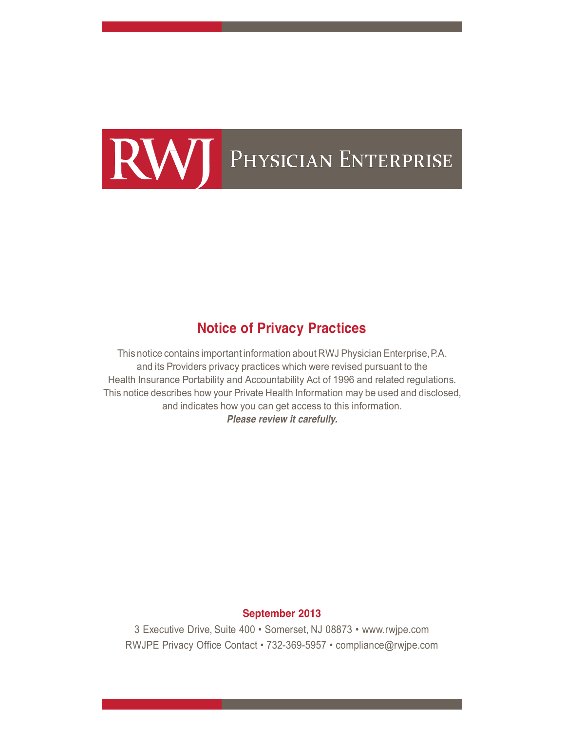RWJ PHYSICIAN ENTERPRISE

# Notice of Privacy Practices

This notice contains important information about RWJ Physician Enterprise, P.A. and its Providers privacy practices which were revised pursuant to the Health Insurance Portability and Accountability Act of 1996 and related regulations. This notice describes how your Private Health Information may be used and disclosed, and indicates how you can get access to this information.

***Please review it carefully.***

**September 2013**

3 Executive Drive, Suite 400 • Somerset, NJ 08873 • www.rwjpe.com

RWJPE Privacy Office Contact • 732-369-5957 • compliance@rwjpe.com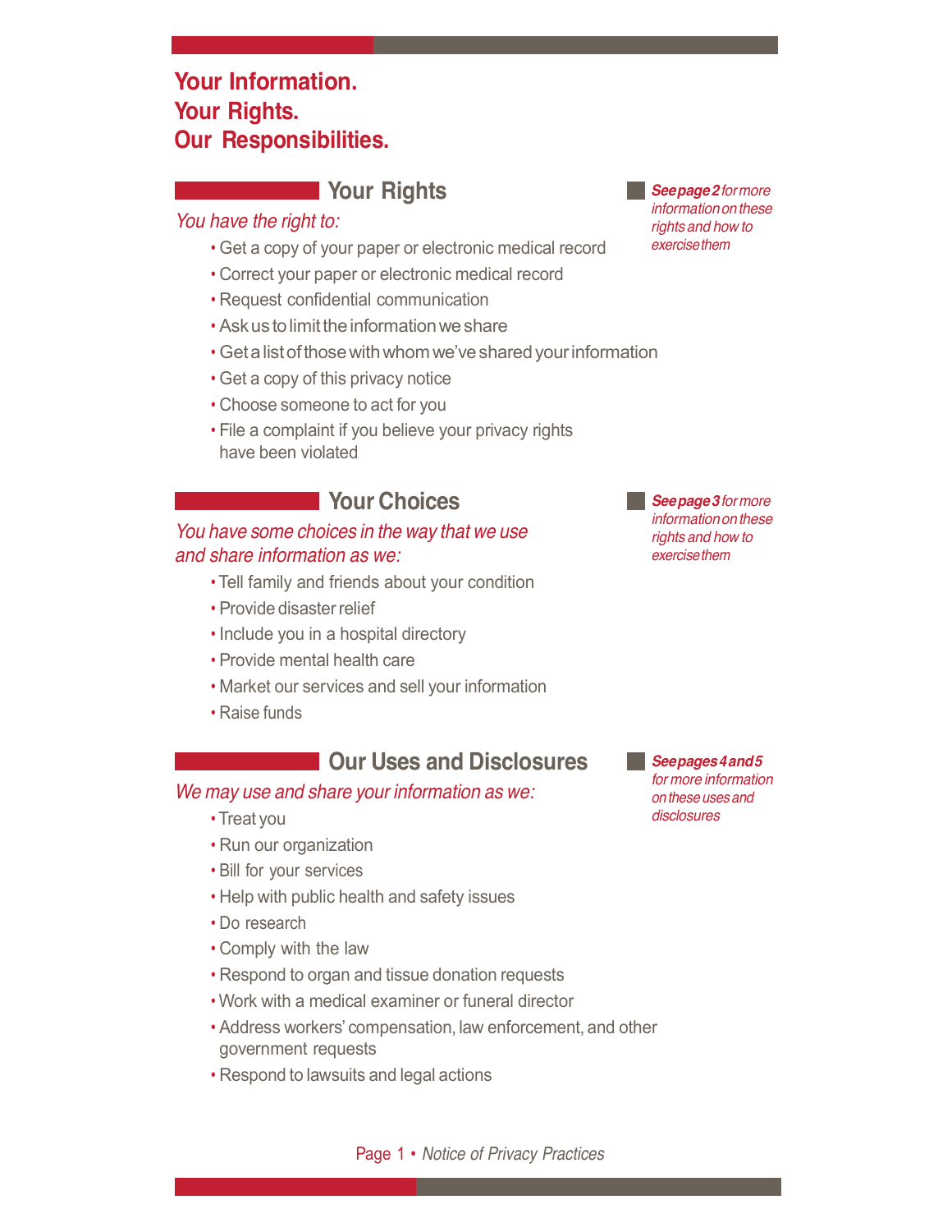# Your Information.
# Your Rights.
# Our Responsibilities.

## Your Rights

*You have the right to:*

- Get a copy of your paper or electronic medical record
- Correct your paper or electronic medical record
- Request confidential communication
- Ask us to limit the information we share
- Get a list of those with whom we've shared your information
- Get a copy of this privacy notice
- Choose someone to act for you
- File a complaint if you believe your privacy rights have been violated

***See page 2** for more information on these rights and how to exercise them*

## Your Choices

*You have some choices in the way that we use and share information as we:*

- Tell family and friends about your condition
- Provide disaster relief
- Include you in a hospital directory
- Provide mental health care
- Market our services and sell your information
- Raise funds

***See page 3** for more information on these rights and how to exercise them*

## Our Uses and Disclosures

*We may use and share your information as we:*

- Treat you
- Run our organization
- Bill for your services
- Help with public health and safety issues
- Do research
- Comply with the law
- Respond to organ and tissue donation requests
- Work with a medical examiner or funeral director
- Address workers' compensation, law enforcement, and other government requests
- Respond to lawsuits and legal actions

***See pages 4 and 5** for more information on these uses and disclosures*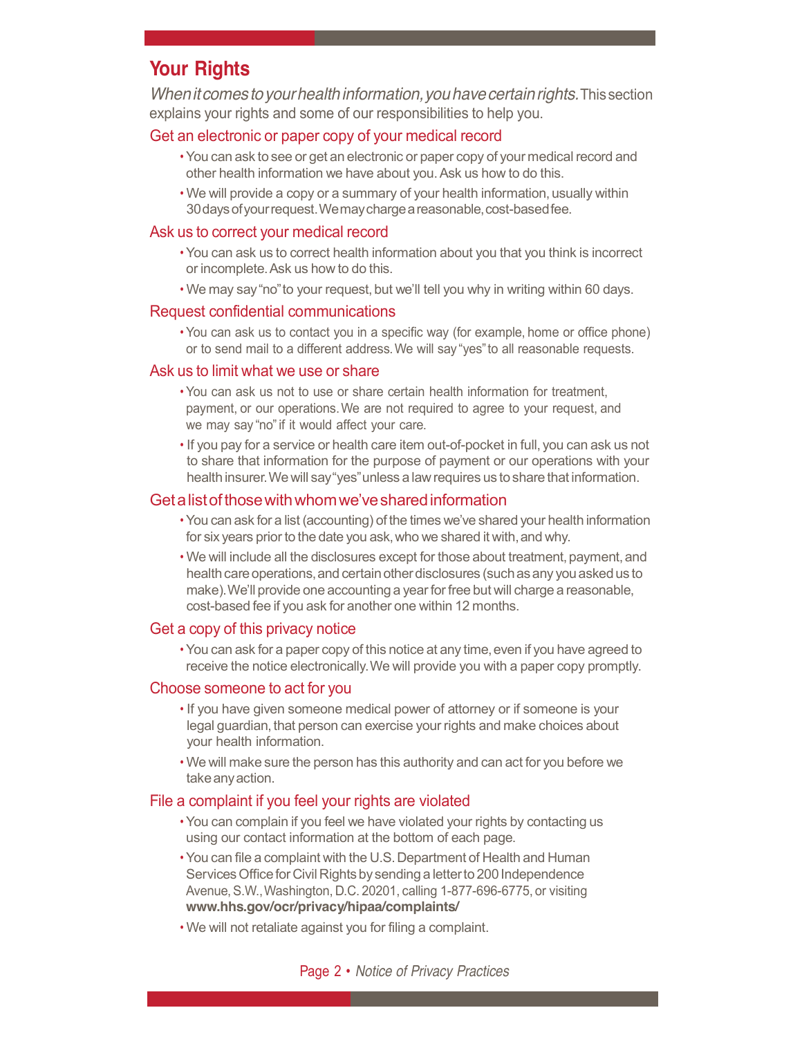## Your Rights

*When it comes to your health information, you have certain rights.* This section explains your rights and some of our responsibilities to help you.

### Get an electronic or paper copy of your medical record

- You can ask to see or get an electronic or paper copy of your medical record and other health information we have about you. Ask us how to do this.
- We will provide a copy or a summary of your health information, usually within 30 days of your request. We may charge a reasonable, cost-based fee.

### Ask us to correct your medical record

- You can ask us to correct health information about you that you think is incorrect or incomplete. Ask us how to do this.
- We may say "no" to your request, but we'll tell you why in writing within 60 days.

### Request confidential communications

- You can ask us to contact you in a specific way (for example, home or office phone) or to send mail to a different address. We will say "yes" to all reasonable requests.

### Ask us to limit what we use or share

- You can ask us not to use or share certain health information for treatment, payment, or our operations. We are not required to agree to your request, and we may say "no" if it would affect your care.
- If you pay for a service or health care item out-of-pocket in full, you can ask us not to share that information for the purpose of payment or our operations with your health insurer. We will say "yes" unless a law requires us to share that information.

### Get a list of those with whom we've shared information

- You can ask for a list (accounting) of the times we've shared your health information for six years prior to the date you ask, who we shared it with, and why.
- We will include all the disclosures except for those about treatment, payment, and health care operations, and certain other disclosures (such as any you asked us to make). We'll provide one accounting a year for free but will charge a reasonable, cost-based fee if you ask for another one within 12 months.

### Get a copy of this privacy notice

- You can ask for a paper copy of this notice at any time, even if you have agreed to receive the notice electronically. We will provide you with a paper copy promptly.

### Choose someone to act for you

- If you have given someone medical power of attorney or if someone is your legal guardian, that person can exercise your rights and make choices about your health information.
- We will make sure the person has this authority and can act for you before we take any action.

### File a complaint if you feel your rights are violated

- You can complain if you feel we have violated your rights by contacting us using our contact information at the bottom of each page.
- You can file a complaint with the U.S. Department of Health and Human Services Office for Civil Rights by sending a letter to 200 Independence Avenue, S.W., Washington, D.C. 20201, calling 1-877-696-6775, or visiting **www.hhs.gov/ocr/privacy/hipaa/complaints/**
- We will not retaliate against you for filing a complaint.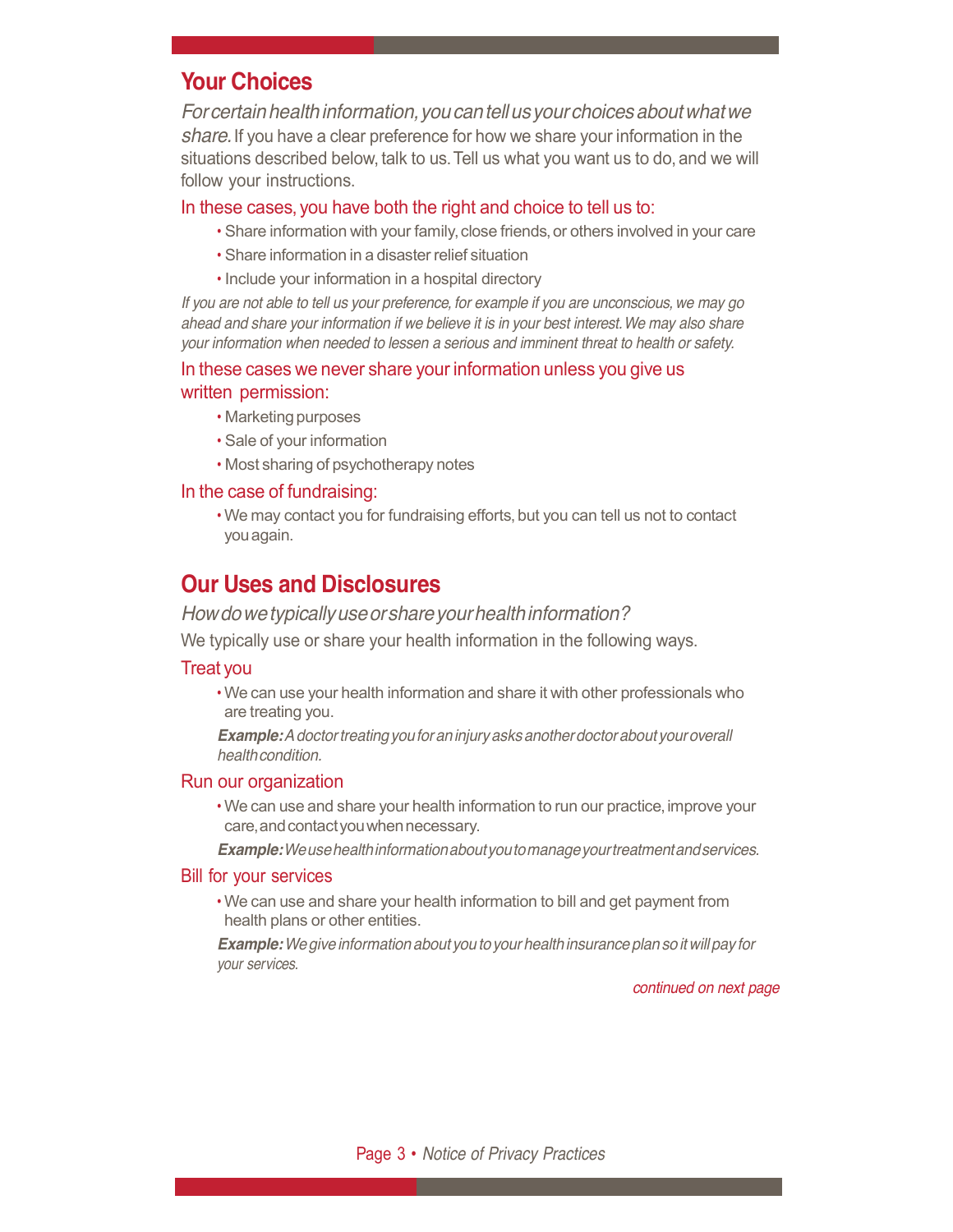## Your Choices

*For certain health information, you can tell us your choices about what we share.* If you have a clear preference for how we share your information in the situations described below, talk to us. Tell us what you want us to do, and we will follow your instructions.

### In these cases, you have both the right and choice to tell us to:

- Share information with your family, close friends, or others involved in your care
- Share information in a disaster relief situation
- Include your information in a hospital directory

*If you are not able to tell us your preference, for example if you are unconscious, we may go ahead and share your information if we believe it is in your best interest. We may also share your information when needed to lessen a serious and imminent threat to health or safety.*

### In these cases we never share your information unless you give us written permission:

- Marketing purposes
- Sale of your information
- Most sharing of psychotherapy notes

### In the case of fundraising:

- We may contact you for fundraising efforts, but you can tell us not to contact you again.

## Our Uses and Disclosures

*How do we typically use or share your health information?*

We typically use or share your health information in the following ways.

### Treat you

- We can use your health information and share it with other professionals who are treating you.

***Example:*** *A doctor treating you for an injury asks another doctor about your overall health condition.*

### Run our organization

- We can use and share your health information to run our practice, improve your care, and contact you when necessary.

***Example:*** *We use health information about you to manage your treatment and services.*

### Bill for your services

- We can use and share your health information to bill and get payment from health plans or other entities.

***Example:*** *We give information about you to your health insurance plan so it will pay for your services.*

*continued on next page*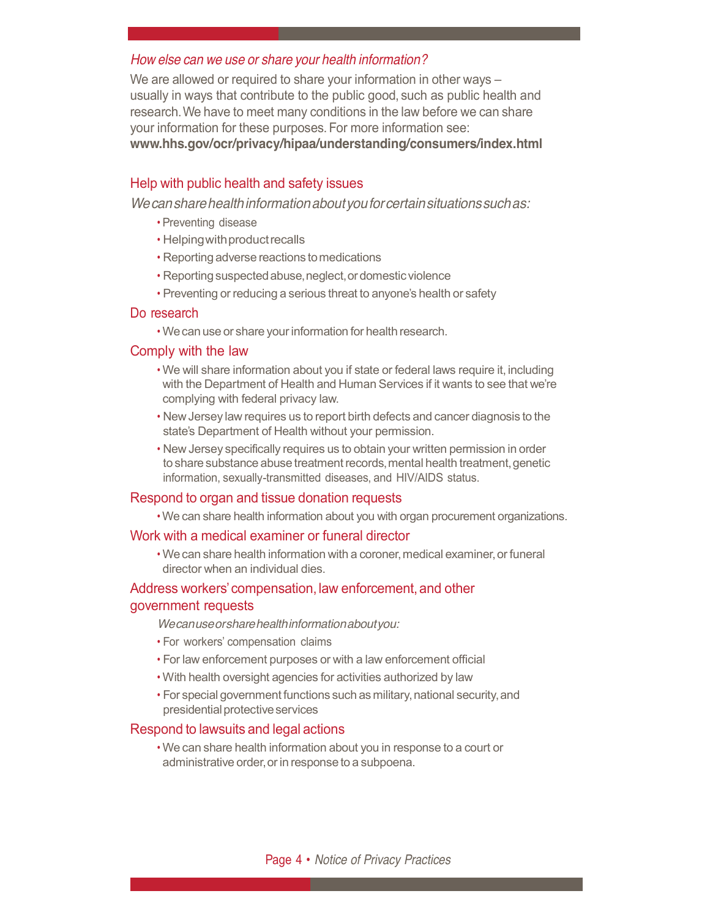### *How else can we use or share your health information?*

We are allowed or required to share your information in other ways – usually in ways that contribute to the public good, such as public health and research. We have to meet many conditions in the law before we can share your information for these purposes. For more information see: **www.hhs.gov/ocr/privacy/hipaa/understanding/consumers/index.html**

### Help with public health and safety issues

*We can share health information about you for certain situations such as:*

- Preventing disease
- Helping with product recalls
- Reporting adverse reactions to medications
- Reporting suspected abuse, neglect, or domestic violence
- Preventing or reducing a serious threat to anyone's health or safety

### Do research

- We can use or share your information for health research.

### Comply with the law

- We will share information about you if state or federal laws require it, including with the Department of Health and Human Services if it wants to see that we're complying with federal privacy law.
- New Jersey law requires us to report birth defects and cancer diagnosis to the state's Department of Health without your permission.
- New Jersey specifically requires us to obtain your written permission in order to share substance abuse treatment records, mental health treatment, genetic information, sexually-transmitted diseases, and HIV/AIDS status.

### Respond to organ and tissue donation requests

- We can share health information about you with organ procurement organizations.

### Work with a medical examiner or funeral director

- We can share health information with a coroner, medical examiner, or funeral director when an individual dies.

### Address workers' compensation, law enforcement, and other government requests

*We can use or share health information about you:*

- For workers' compensation claims
- For law enforcement purposes or with a law enforcement official
- With health oversight agencies for activities authorized by law
- For special government functions such as military, national security, and presidential protective services

### Respond to lawsuits and legal actions

- We can share health information about you in response to a court or administrative order, or in response to a subpoena.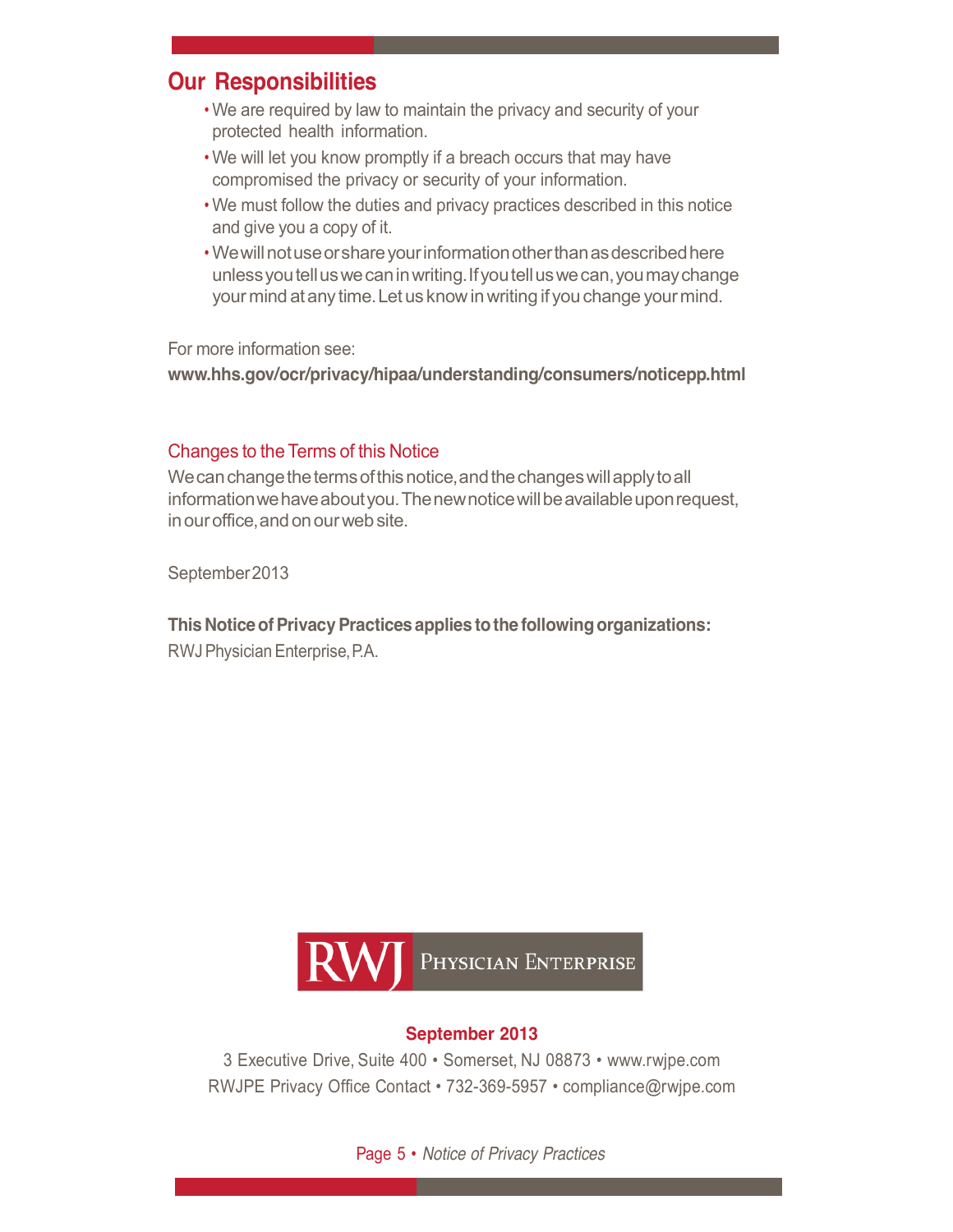## Our Responsibilities

- We are required by law to maintain the privacy and security of your protected health information.
- We will let you know promptly if a breach occurs that may have compromised the privacy or security of your information.
- We must follow the duties and privacy practices described in this notice and give you a copy of it.
- We will not use or share your information other than as described here unless you tell us we can in writing. If you tell us we can, you may change your mind at any time. Let us know in writing if you change your mind.

For more information see:
**www.hhs.gov/ocr/privacy/hipaa/understanding/consumers/noticepp.html**

### Changes to the Terms of this Notice

We can change the terms of this notice, and the changes will apply to all information we have about you. The new notice will be available upon request, in our office, and on our web site.

September 2013

**This Notice of Privacy Practices applies to the following organizations:**
RWJ Physician Enterprise, P.A.

RWJ PHYSICIAN ENTERPRISE

**September 2013**

3 Executive Drive, Suite 400 • Somerset, NJ 08873 • www.rwjpe.com
RWJPE Privacy Office Contact • 732-369-5957 • compliance@rwjpe.com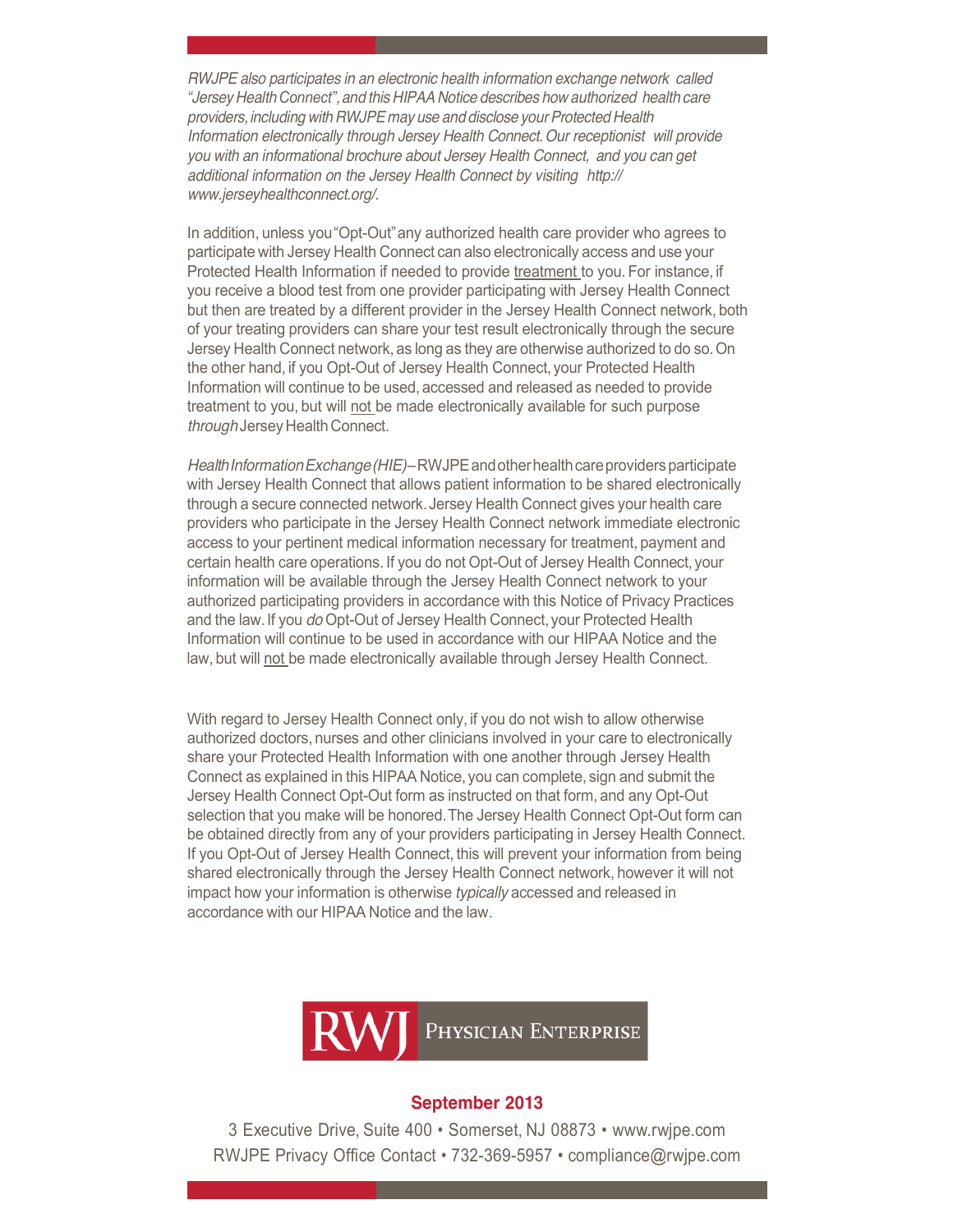*RWJPE also participates in an electronic health information exchange network called "Jersey Health Connect", and this HIPAA Notice describes how authorized health care providers, including with RWJPE may use and disclose your Protected Health Information electronically through Jersey Health Connect. Our receptionist will provide you with an informational brochure about Jersey Health Connect, and you can get additional information on the Jersey Health Connect by visiting http://www.jerseyhealthconnect.org/.*

In addition, unless you "Opt-Out" any authorized health care provider who agrees to participate with Jersey Health Connect can also electronically access and use your Protected Health Information if needed to provide <u>treatment</u> to you. For instance, if you receive a blood test from one provider participating with Jersey Health Connect but then are treated by a different provider in the Jersey Health Connect network, both of your treating providers can share your test result electronically through the secure Jersey Health Connect network, as long as they are otherwise authorized to do so. On the other hand, if you Opt-Out of Jersey Health Connect, your Protected Health Information will continue to be used, accessed and released as needed to provide treatment to you, but will <u>not</u> be made electronically available for such purpose *through* Jersey Health Connect.

*Health Information Exchange (HIE)* – RWJPE and other health care providers participate with Jersey Health Connect that allows patient information to be shared electronically through a secure connected network. Jersey Health Connect gives your health care providers who participate in the Jersey Health Connect network immediate electronic access to your pertinent medical information necessary for treatment, payment and certain health care operations. If you do not Opt-Out of Jersey Health Connect, your information will be available through the Jersey Health Connect network to your authorized participating providers in accordance with this Notice of Privacy Practices and the law. If you *do* Opt-Out of Jersey Health Connect, your Protected Health Information will continue to be used in accordance with our HIPAA Notice and the law, but will <u>not</u> be made electronically available through Jersey Health Connect.

With regard to Jersey Health Connect only, if you do not wish to allow otherwise authorized doctors, nurses and other clinicians involved in your care to electronically share your Protected Health Information with one another through Jersey Health Connect as explained in this HIPAA Notice, you can complete, sign and submit the Jersey Health Connect Opt-Out form as instructed on that form, and any Opt-Out selection that you make will be honored. The Jersey Health Connect Opt-Out form can be obtained directly from any of your providers participating in Jersey Health Connect. If you Opt-Out of Jersey Health Connect, this will prevent your information from being shared electronically through the Jersey Health Connect network, however it will not impact how your information is otherwise *typically* accessed and released in accordance with our HIPAA Notice and the law.

RWJ PHYSICIAN ENTERPRISE

**September 2013**

3 Executive Drive, Suite 400 • Somerset, NJ 08873 • www.rwjpe.com
RWJPE Privacy Office Contact • 732-369-5957 • compliance@rwjpe.com